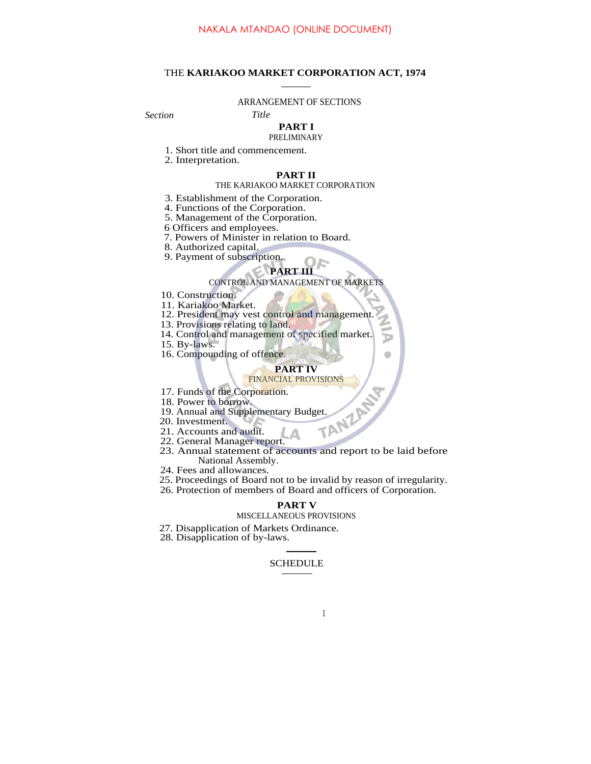NAKALA MTANDAO (ONLINE DOCUMENT)

# THE **KARIAKOO MARKET CORPORATION ACT, 1974**

ARRANGEMENT OF SECTIONS

*Section* *Title*

## PART I
PRELIMINARY

1. Short title and commencement.
2. Interpretation.

## PART II
THE KARIAKOO MARKET CORPORATION

3. Establishment of the Corporation.
4. Functions of the Corporation.
5. Management of the Corporation.
6 Officers and employees.
7. Powers of Minister in relation to Board.
8. Authorized capital.
9. Payment of subscription.

## PART III
CONTROL AND MANAGEMENT OF MARKETS

10. Construction.
11. Kariakoo Market.
12. President may vest control and management.
13. Provisions relating to land.
14. Control and management of specified market.
15. By-laws.
16. Compounding of offence.

## PART IV
FINANCIAL PROVISIONS

17. Funds of the Corporation.
18. Power to borrow.
19. Annual and Supplementary Budget.
20. Investment.
21. Accounts and audit.
22. General Manager report.
23. Annual statement of accounts and report to be laid before National Assembly.
24. Fees and allowances.
25. Proceedings of Board not to be invalid by reason of irregularity.
26. Protection of members of Board and officers of Corporation.

## PART V
MISCELLANEOUS PROVISIONS

27. Disapplication of Markets Ordinance.
28. Disapplication of by-laws.

SCHEDULE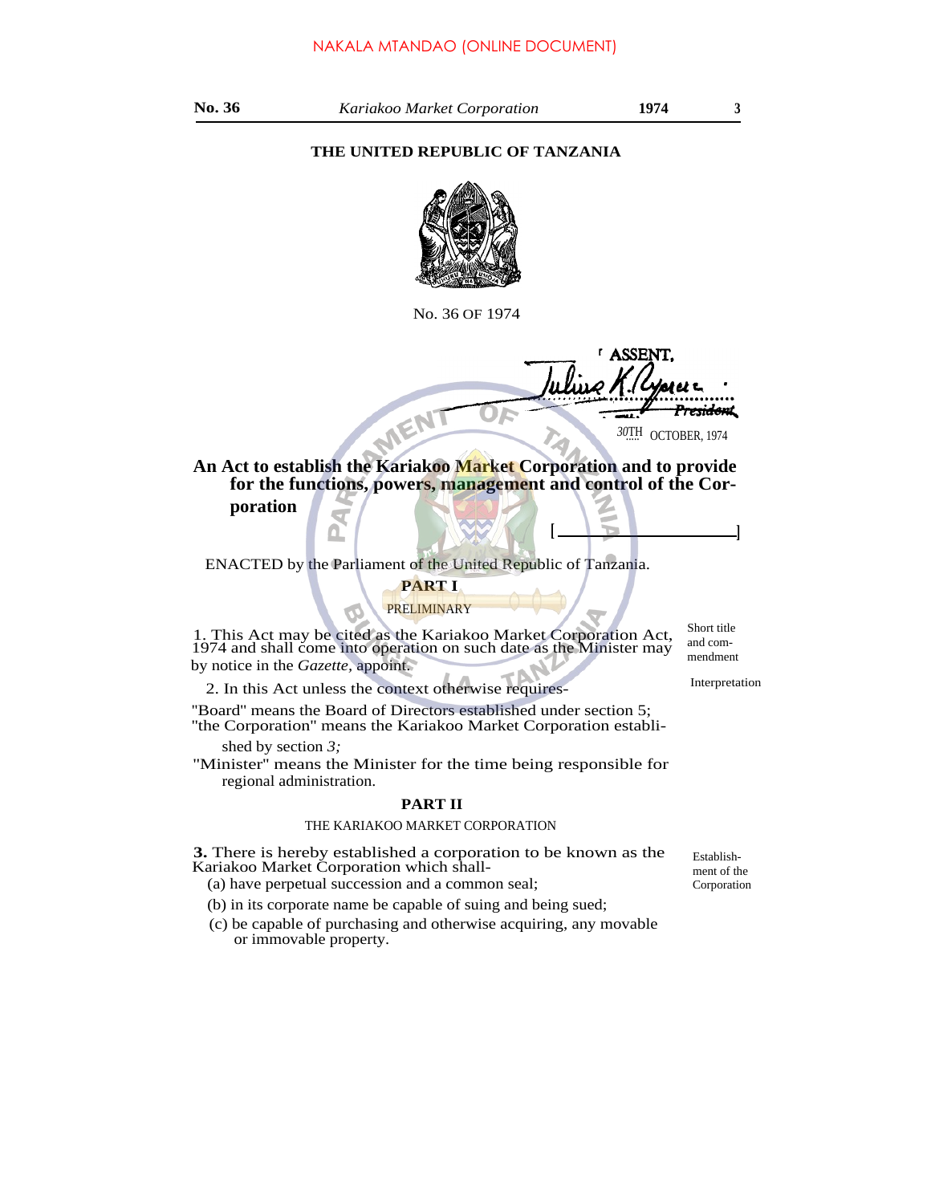THE UNITED REPUBLIC OF TANZANIA

No. 36 OF 1974

ASSENT,

Julius K. Nyerere
President

30TH OCTOBER, 1974

**An Act to establish the Kariakoo Market Corporation and to provide for the functions, powers, management and control of the Corporation**

[ ]

ENACTED by the Parliament of the United Republic of Tanzania.

## PART I

### PRELIMINARY

Short title and commendment

1. This Act may be cited as the Kariakoo Market Corporation Act, 1974 and shall come into operation on such date as the Minister may by notice in the *Gazette*, appoint.

Interpretation

2. In this Act unless the context otherwise requires-

"Board" means the Board of Directors established under section 5;

"the Corporation" means the Kariakoo Market Corporation established by section *3;*

"Minister" means the Minister for the time being responsible for regional administration.

## PART II

### THE KARIAKOO MARKET CORPORATION

Establishment of the Corporation

**3.** There is hereby established a corporation to be known as the Kariakoo Market Corporation which shall-

(a) have perpetual succession and a common seal;

(b) in its corporate name be capable of suing and being sued;

(c) be capable of purchasing and otherwise acquiring, any movable or immovable property.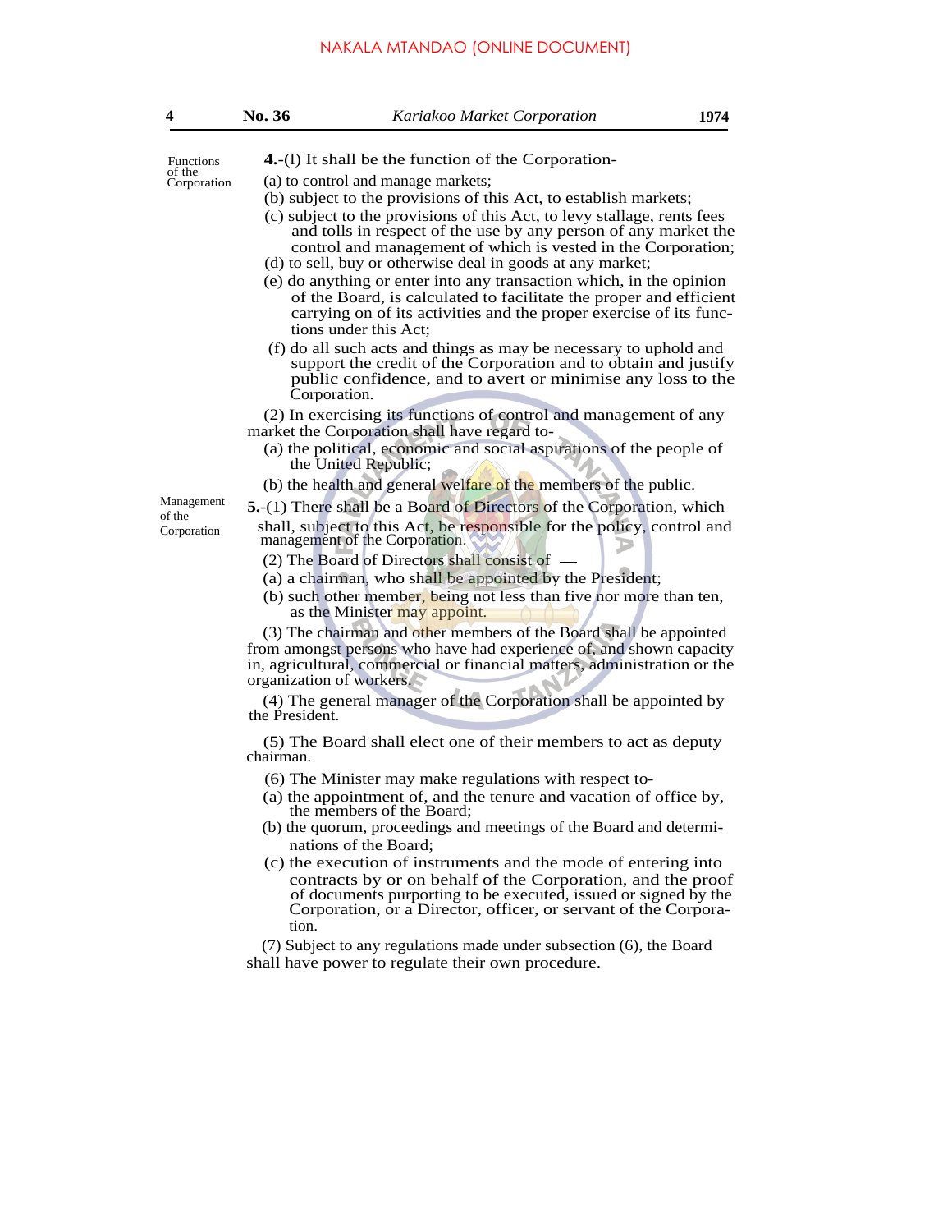Functions of the Corporation

**4.**-(l) It shall be the function of the Corporation-

(a) to control and manage markets;

(b) subject to the provisions of this Act, to establish markets;

(c) subject to the provisions of this Act, to levy stallage, rents fees and tolls in respect of the use by any person of any market the control and management of which is vested in the Corporation;

(d) to sell, buy or otherwise deal in goods at any market;

(e) do anything or enter into any transaction which, in the opinion of the Board, is calculated to facilitate the proper and efficient carrying on of its activities and the proper exercise of its functions under this Act;

(f) do all such acts and things as may be necessary to uphold and support the credit of the Corporation and to obtain and justify public confidence, and to avert or minimise any loss to the Corporation.

(2) In exercising its functions of control and management of any market the Corporation shall have regard to-

(a) the political, economic and social aspirations of the people of the United Republic;

(b) the health and general welfare of the members of the public.

Management of the Corporation

**5.**-(1) There shall be a Board of Directors of the Corporation, which shall, subject to this Act, be responsible for the policy, control and management of the Corporation.

(2) The Board of Directors shall consist of —

(a) a chairman, who shall be appointed by the President;

(b) such other member, being not less than five nor more than ten, as the Minister may appoint.

(3) The chairman and other members of the Board shall be appointed from amongst persons who have had experience of, and shown capacity in, agricultural, commercial or financial matters, administration or the organization of workers.

(4) The general manager of the Corporation shall be appointed by the President.

(5) The Board shall elect one of their members to act as deputy chairman.

(6) The Minister may make regulations with respect to-

(a) the appointment of, and the tenure and vacation of office by, the members of the Board;

(b) the quorum, proceedings and meetings of the Board and determinations of the Board;

(c) the execution of instruments and the mode of entering into contracts by or on behalf of the Corporation, and the proof of documents purporting to be executed, issued or signed by the Corporation, or a Director, officer, or servant of the Corporation.

(7) Subject to any regulations made under subsection (6), the Board shall have power to regulate their own procedure.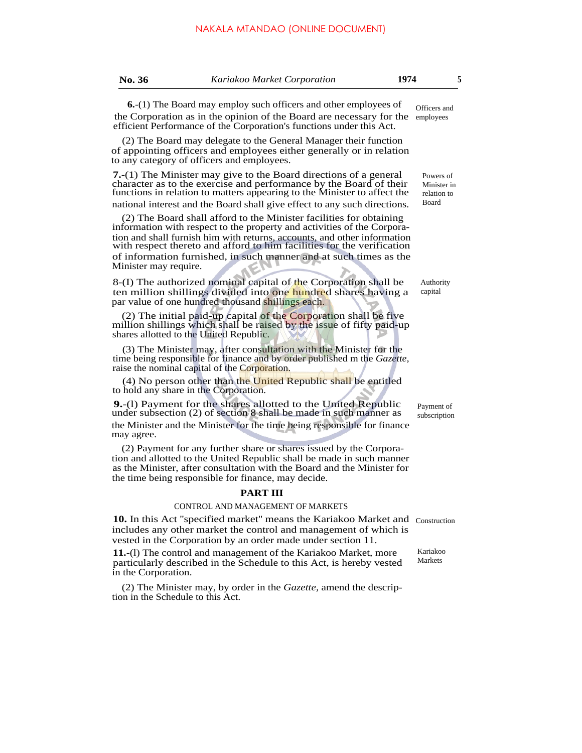**6.**-(1) The Board may employ such officers and other employees of the Corporation as in the opinion of the Board are necessary for the efficient Performance of the Corporation's functions under this Act.

Officers and employees

(2) The Board may delegate to the General Manager their function of appointing officers and employees either generally or in relation to any category of officers and employees.

**7.**-(1) The Minister may give to the Board directions of a general character as to the exercise and performance by the Board of their functions in relation to matters appearing to the Minister to affect the national interest and the Board shall give effect to any such directions.

Powers of Minister in relation to Board

(2) The Board shall afford to the Minister facilities for obtaining information with respect to the property and activities of the Corporation and shall furnish him with returns, accounts, and other information with respect thereto and afford to him facilities for the verification of information furnished, in such manner and at such times as the Minister may require.

8-(I) The authorized nominal capital of the Corporation shall be ten million shillings divided into one hundred shares having a par value of one hundred thousand shillings each.

Authority capital

(2) The initial paid-up capital of the Corporation shall be five million shillings which shall be raised by the issue of fifty paid-up shares allotted to the United Republic.

(3) The Minister may, after consultation with the Minister for the time being responsible for finance and by order published m the *Gazette*, raise the nominal capital of the Corporation.

(4) No person other than the United Republic shall be entitled to hold any share in the Corporation.

**9.**-(l) Payment for the shares allotted to the United Republic under subsection (2) of section 8 shall be made in such manner as the Minister and the Minister for the time being responsible for finance may agree.

Payment of subscription

(2) Payment for any further share or shares issued by the Corporation and allotted to the United Republic shall be made in such manner as the Minister, after consultation with the Board and the Minister for the time being responsible for finance, may decide.

## PART III

### CONTROL AND MANAGEMENT OF MARKETS

**10.** In this Act "specified market" means the Kariakoo Market and includes any other market the control and management of which is vested in the Corporation by an order made under section 11.

Construction

**11.**-(l) The control and management of the Kariakoo Market, more particularly described in the Schedule to this Act, is hereby vested in the Corporation.

Kariakoo Markets

(2) The Minister may, by order in the *Gazette*, amend the description in the Schedule to this Act.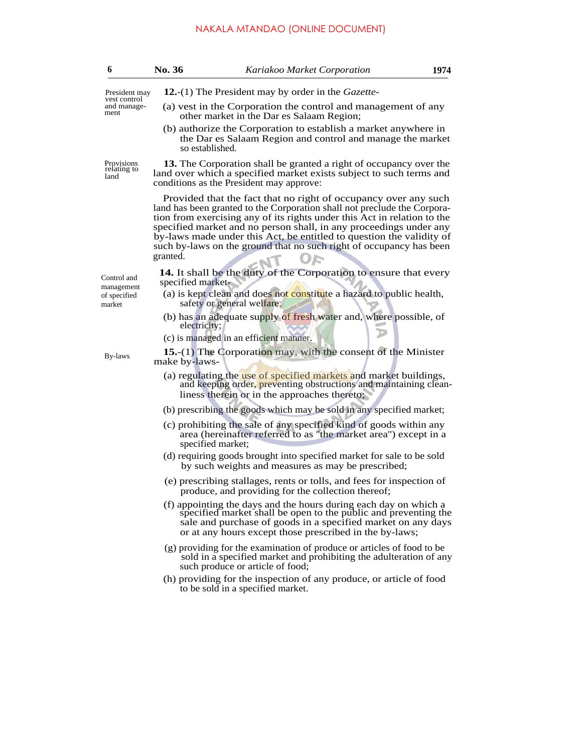**President may vest control and management**

**12.**-(1) The President may by order in the *Gazette*-

(a) vest in the Corporation the control and management of any other market in the Dar es Salaam Region;

(b) authorize the Corporation to establish a market anywhere in the Dar es Salaam Region and control and manage the market so established.

**Provisions relating to land**

**13.** The Corporation shall be granted a right of occupancy over the land over which a specified market exists subject to such terms and conditions as the President may approve:

Provided that the fact that no right of occupancy over any such land has been granted to the Corporation shall not preclude the Corporation from exercising any of its rights under this Act in relation to the specified market and no person shall, in any proceedings under any by-laws made under this Act, be entitled to question the validity of such by-laws on the ground that no such right of occupancy has been granted.

**Control and management of specified market**

**14.** It shall be the duty of the Corporation to ensure that every specified market-

(a) is kept clean and does not constitute a hazard to public health, safety or general welfare;

(b) has an adequate supply of fresh water and, where possible, of electricity;

(c) is managed in an efficient manner.

**By-laws**

**15.**-(1) The Corporation may, with the consent of the Minister make by-laws-

(a) regulating the use of specified markets and market buildings, and keeping order, preventing obstructions and maintaining cleanliness therein or in the approaches thereto;

(b) prescribing the goods which may be sold in any specified market;

(c) prohibiting the sale of any specified kind of goods within any area (hereinafter referred to as "the market area") except in a specified market;

(d) requiring goods brought into specified market for sale to be sold by such weights and measures as may be prescribed;

(e) prescribing stallages, rents or tolls, and fees for inspection of produce, and providing for the collection thereof;

(f) appointing the days and the hours during each day on which a specified market shall be open to the public and preventing the sale and purchase of goods in a specified market on any days or at any hours except those prescribed in the by-laws;

(g) providing for the examination of produce or articles of food to be sold in a specified market and prohibiting the adulteration of any such produce or article of food;

(h) providing for the inspection of any produce, or article of food to be sold in a specified market.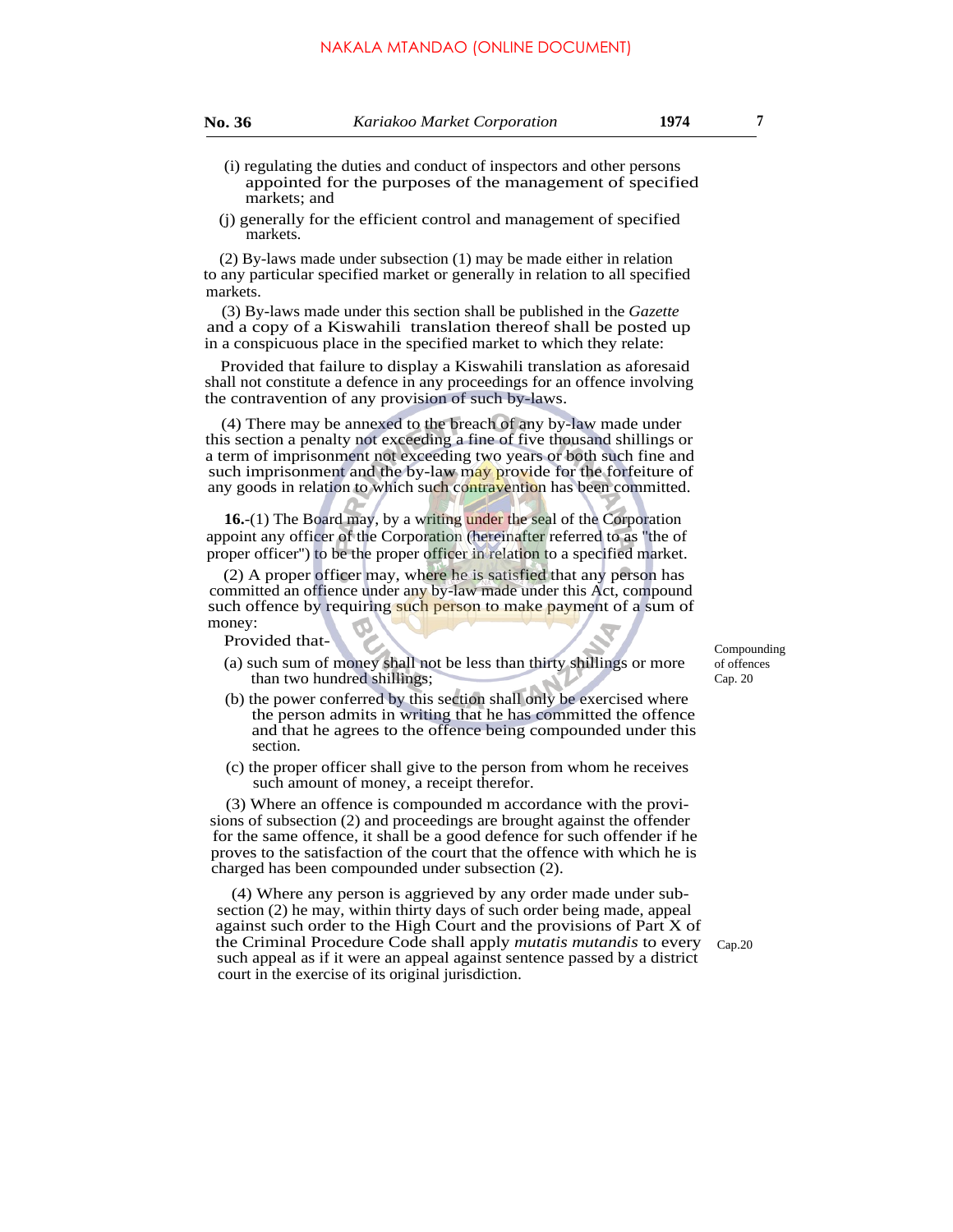(i) regulating the duties and conduct of inspectors and other persons appointed for the purposes of the management of specified markets; and

(j) generally for the efficient control and management of specified markets.

(2) By-laws made under subsection (1) may be made either in relation to any particular specified market or generally in relation to all specified markets.

(3) By-laws made under this section shall be published in the *Gazette* and a copy of a Kiswahili translation thereof shall be posted up in a conspicuous place in the specified market to which they relate:

Provided that failure to display a Kiswahili translation as aforesaid shall not constitute a defence in any proceedings for an offence involving the contravention of any provision of such by-laws.

(4) There may be annexed to the breach of any by-law made under this section a penalty not exceeding a fine of five thousand shillings or a term of imprisonment not exceeding two years or both such fine and such imprisonment and the by-law may provide for the forfeiture of any goods in relation to which such contravention has been committed.

Compounding of offences
Cap. 20

**16.**-(1) The Board may, by a writing under the seal of the Corporation appoint any officer of the Corporation (hereinafter referred to as "the of proper officer") to be the proper officer in relation to a specified market.

(2) A proper officer may, where he is satisfied that any person has committed an offence under any by-law made under this Act, compound such offence by requiring such person to make payment of a sum of money:

Provided that-

(a) such sum of money shall not be less than thirty shillings or more than two hundred shillings;

(b) the power conferred by this section shall only be exercised where the person admits in writing that he has committed the offence and that he agrees to the offence being compounded under this section.

(c) the proper officer shall give to the person from whom he receives such amount of money, a receipt therefor.

(3) Where an offence is compounded m accordance with the provisions of subsection (2) and proceedings are brought against the offender for the same offence, it shall be a good defence for such offender if he proves to the satisfaction of the court that the offence with which he is charged has been compounded under subsection (2).

Cap.20

(4) Where any person is aggrieved by any order made under subsection (2) he may, within thirty days of such order being made, appeal against such order to the High Court and the provisions of Part X of the Criminal Procedure Code shall apply *mutatis mutandis* to every such appeal as if it were an appeal against sentence passed by a district court in the exercise of its original jurisdiction.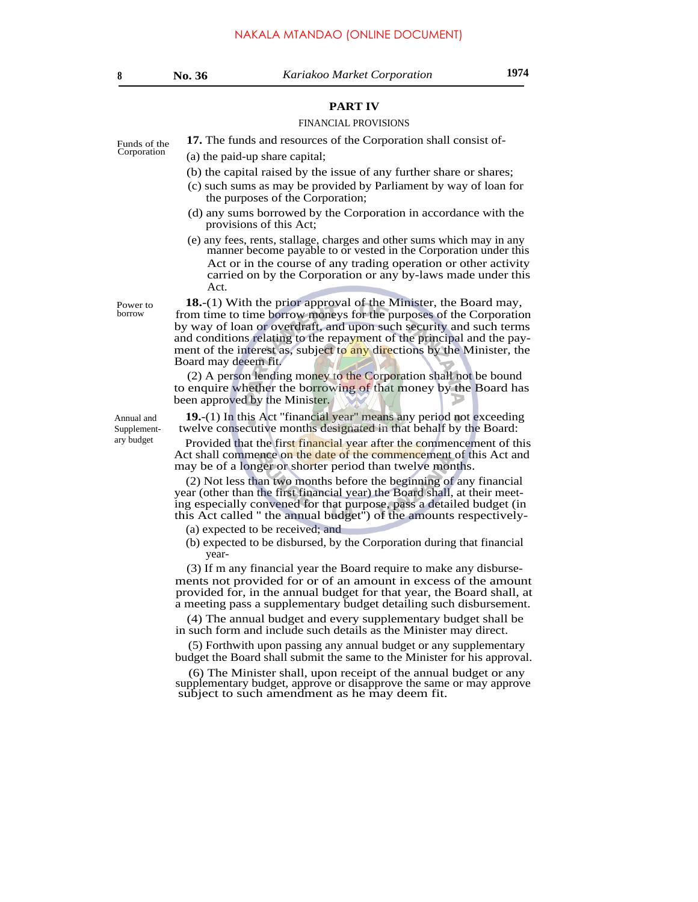## PART IV

### FINANCIAL PROVISIONS

Funds of the Corporation

**17.** The funds and resources of the Corporation shall consist of-

(a) the paid-up share capital;

(b) the capital raised by the issue of any further share or shares;

(c) such sums as may be provided by Parliament by way of loan for the purposes of the Corporation;

(d) any sums borrowed by the Corporation in accordance with the provisions of this Act;

(e) any fees, rents, stallage, charges and other sums which may in any manner become payable to or vested in the Corporation under this Act or in the course of any trading operation or other activity carried on by the Corporation or any by-laws made under this Act.

Power to borrow

**18.**-(1) With the prior approval of the Minister, the Board may, from time to time borrow moneys for the purposes of the Corporation by way of loan or overdraft, and upon such security and such terms and conditions relating to the repayment of the principal and the payment of the interest as, subject to any directions by the Minister, the Board may deem fit.

(2) A person lending money to the Corporation shall not be bound to enquire whether the borrowing of that money by the Board has been approved by the Minister.

Annual and Supplementary budget

**19.**-(1) In this Act "financial year" means any period not exceeding twelve consecutive months designated in that behalf by the Board:

Provided that the first financial year after the commencement of this Act shall commence on the date of the commencement of this Act and may be of a longer or shorter period than twelve months.

(2) Not less than two months before the beginning of any financial year (other than the first financial year) the Board shall, at their meeting especially convened for that purpose, pass a detailed budget (in this Act called " the annual budget") of the amounts respectively-

(a) expected to be received; and

(b) expected to be disbursed, by the Corporation during that financial year-

(3) If m any financial year the Board require to make any disbursements not provided for or of an amount in excess of the amount provided for, in the annual budget for that year, the Board shall, at a meeting pass a supplementary budget detailing such disbursement.

(4) The annual budget and every supplementary budget shall be in such form and include such details as the Minister may direct.

(5) Forthwith upon passing any annual budget or any supplementary budget the Board shall submit the same to the Minister for his approval.

(6) The Minister shall, upon receipt of the annual budget or any supplementary budget, approve or disapprove the same or may approve subject to such amendment as he may deem fit.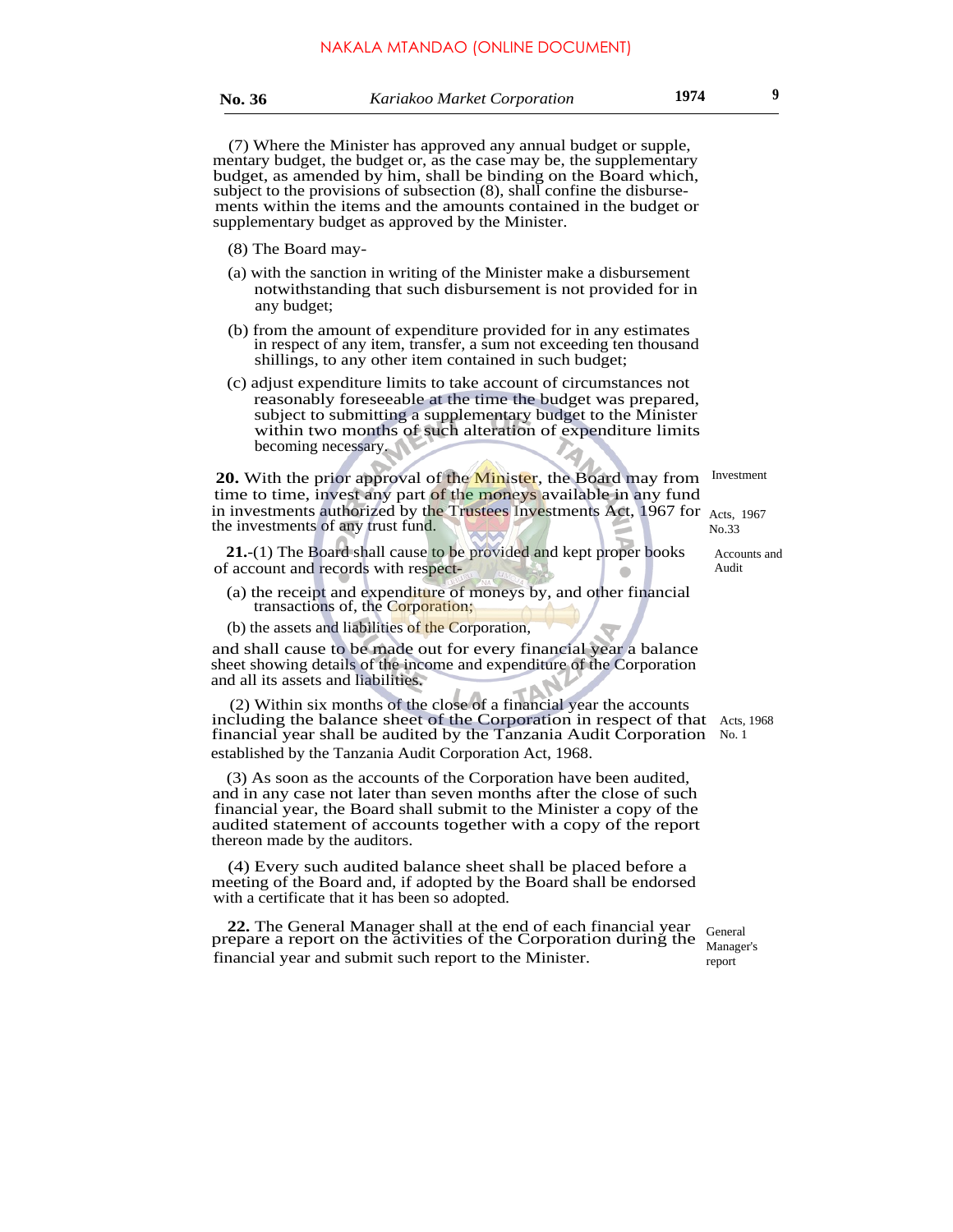(7) Where the Minister has approved any annual budget or supplementary budget, the budget or, as the case may be, the supplementary budget, as amended by him, shall be binding on the Board which, subject to the provisions of subsection (8), shall confine the disbursements within the items and the amounts contained in the budget or supplementary budget as approved by the Minister.

(8) The Board may-

(a) with the sanction in writing of the Minister make a disbursement notwithstanding that such disbursement is not provided for in any budget;

(b) from the amount of expenditure provided for in any estimates in respect of any item, transfer, a sum not exceeding ten thousand shillings, to any other item contained in such budget;

(c) adjust expenditure limits to take account of circumstances not reasonably foreseeable at the time the budget was prepared, subject to submitting a supplementary budget to the Minister within two months of such alteration of expenditure limits becoming necessary.

*Investment*

**20.** With the prior approval of the Minister, the Board may from time to time, invest any part of the moneys available in any fund in investments authorized by the Trustees Investments Act, 1967 for the investments of any trust fund. *(Acts, 1967 No.33)*

*Accounts and Audit*

**21.**-(1) The Board shall cause to be provided and kept proper books of account and records with respect-

(a) the receipt and expenditure of moneys by, and other financial transactions of, the Corporation;

(b) the assets and liabilities of the Corporation,

and shall cause to be made out for every financial year a balance sheet showing details of the income and expenditure of the Corporation and all its assets and liabilities.

(2) Within six months of the close of a financial year the accounts including the balance sheet of the Corporation in respect of that financial year shall be audited by the Tanzania Audit Corporation established by the Tanzania Audit Corporation Act, 1968. *(Acts, 1968 No. 1)*

(3) As soon as the accounts of the Corporation have been audited, and in any case not later than seven months after the close of such financial year, the Board shall submit to the Minister a copy of the audited statement of accounts together with a copy of the report thereon made by the auditors.

(4) Every such audited balance sheet shall be placed before a meeting of the Board and, if adopted by the Board shall be endorsed with a certificate that it has been so adopted.

*General Manager's report*

**22.** The General Manager shall at the end of each financial year prepare a report on the activities of the Corporation during the financial year and submit such report to the Minister.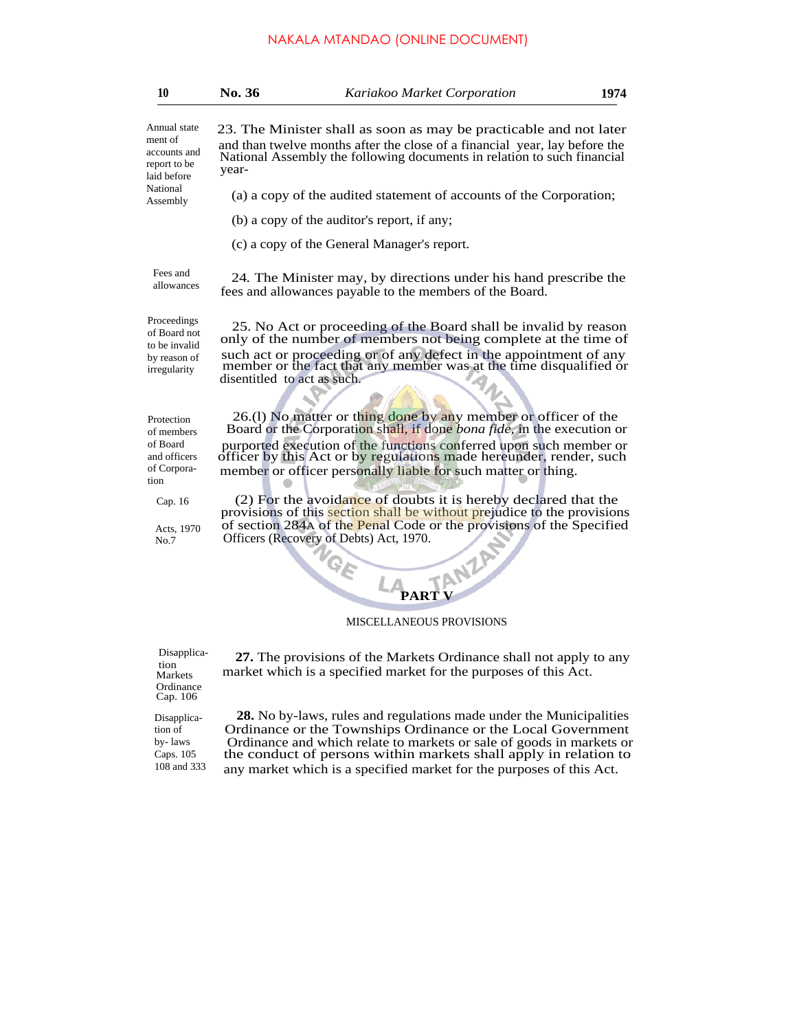Annual statement of accounts and report to be laid before National Assembly

23. The Minister shall as soon as may be practicable and not later and than twelve months after the close of a financial year, lay before the National Assembly the following documents in relation to such financial year-

(a) a copy of the audited statement of accounts of the Corporation;

(b) a copy of the auditor's report, if any;

(c) a copy of the General Manager's report.

Fees and allowances

24. The Minister may, by directions under his hand prescribe the fees and allowances payable to the members of the Board.

Proceedings of Board not to be invalid by reason of irregularity

25. No Act or proceeding of the Board shall be invalid by reason only of the number of members not being complete at the time of such act or proceeding or of any defect in the appointment of any member or the fact that any member was at the time disqualified or disentitled to act as such.

Protection of members of Board and officers of Corporation

26.(l) No matter or thing done by any member or officer of the Board or the Corporation shall, if done *bona fide*, in the execution or purported execution of the functions conferred upon such member or officer by this Act or by regulations made hereunder, render, such member or officer personally liable for such matter or thing.

Cap. 16

Acts, 1970 No.7

(2) For the avoidance of doubts it is hereby declared that the provisions of this section shall be without prejudice to the provisions of section 284A of the Penal Code or the provisions of the Specified Officers (Recovery of Debts) Act, 1970.

## PART V

MISCELLANEOUS PROVISIONS

Disapplication Markets Ordinance Cap. 106

**27.** The provisions of the Markets Ordinance shall not apply to any market which is a specified market for the purposes of this Act.

Disapplication of by- laws Caps. 105 108 and 333

**28.** No by-laws, rules and regulations made under the Municipalities Ordinance or the Townships Ordinance or the Local Government Ordinance and which relate to markets or sale of goods in markets or the conduct of persons within markets shall apply in relation to any market which is a specified market for the purposes of this Act.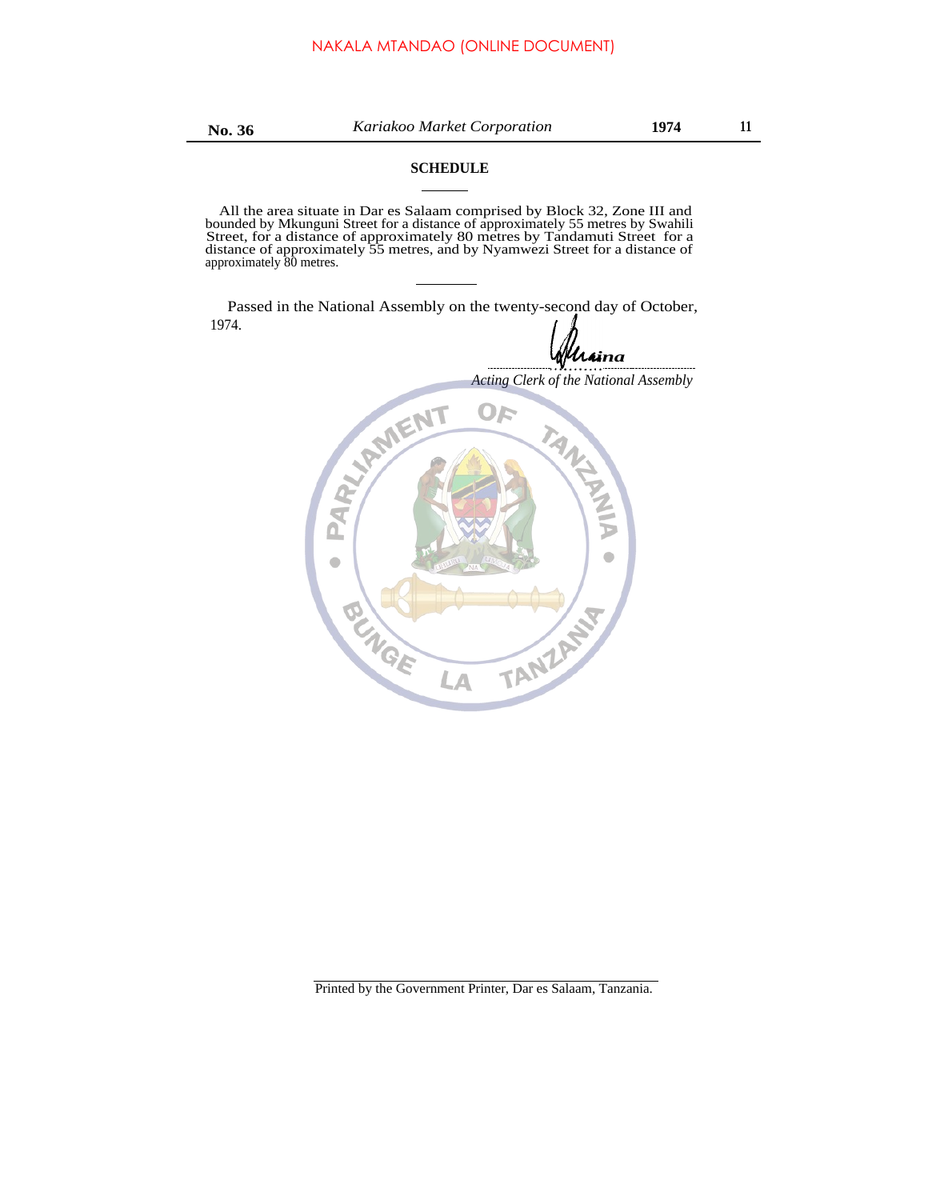## SCHEDULE

All the area situate in Dar es Salaam comprised by Block 32, Zone III and bounded by Mkunguni Street for a distance of approximately 55 metres by Swahili Street, for a distance of approximately 80 metres by Tandamuti Street for a distance of approximately 55 metres, and by Nyamwezi Street for a distance of approximately 80 metres.

Passed in the National Assembly on the twenty-second day of October, 1974.

Msina

*Acting Clerk of the National Assembly*

Printed by the Government Printer, Dar es Salaam, Tanzania.